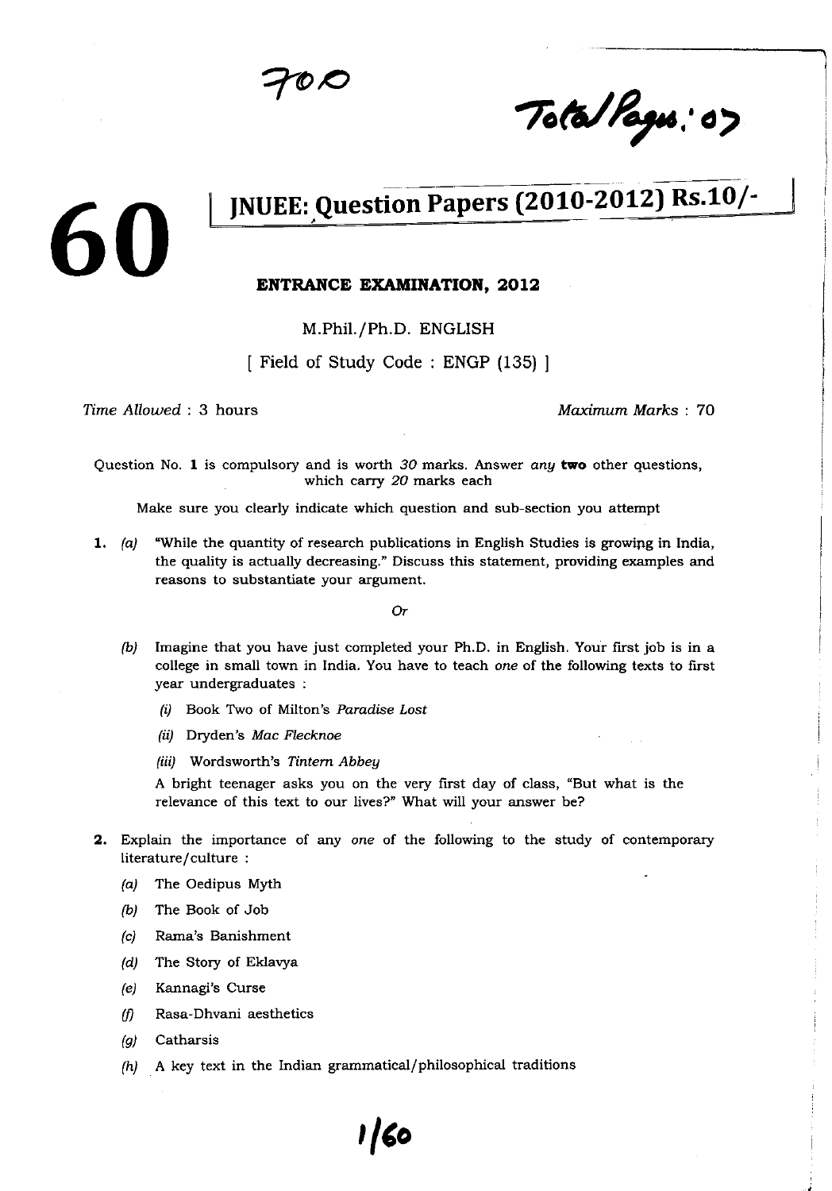# 60

## JNUEE: Question Papers (2010-2012) Rs.10/-

### ENTRANCE EXAMINATION, 2012

M.Phil./Ph.D. ENGLISH

[ Field of Study Code : ENGP (135) ]

*Time Allowed* : 3 hours

*Maximum Marks* : 70

Question No. **1** is compulsory and is worth *30* marks. Answer *any* **two** other questions, which carry *20* marks each

Make sure you clearly indicate which question and sub-section you attempt

**1.** *(a)* "While the quantity of research publications in English Studies is growing in India, the quality is actually decreasing." Discuss this statement, providing examples and reasons to substantiate your argument.

*Or*

*(b)* Imagine that you have just completed your Ph.D. in English. Your first job is in a college in small town in India. You have to teach *one* of the following texts to first year undergraduates :

*(i)* Book Two of Milton's *Paradise Lost*

*(ii)* Dryden's *Mac Flecknoe*

*(iii)* Wordsworth's *Tintern Abbey*

A bright teenager asks you on the very first day of class, "But what is the relevance of this text to our lives?" What will your answer be?

**2.** Explain the importance of any *one* of the following to the study of contemporary literature/culture :

*(a)* The Oedipus Myth

*(b)* The Book of Job

*(c)* Rama's Banishment

*(d)* The Story of Eklavya

*(e)* Kannagi's Curse

*(f)* Rasa-Dhvani aesthetics

*(g)* Catharsis

*(h)* A key text in the Indian grammatical/philosophical traditions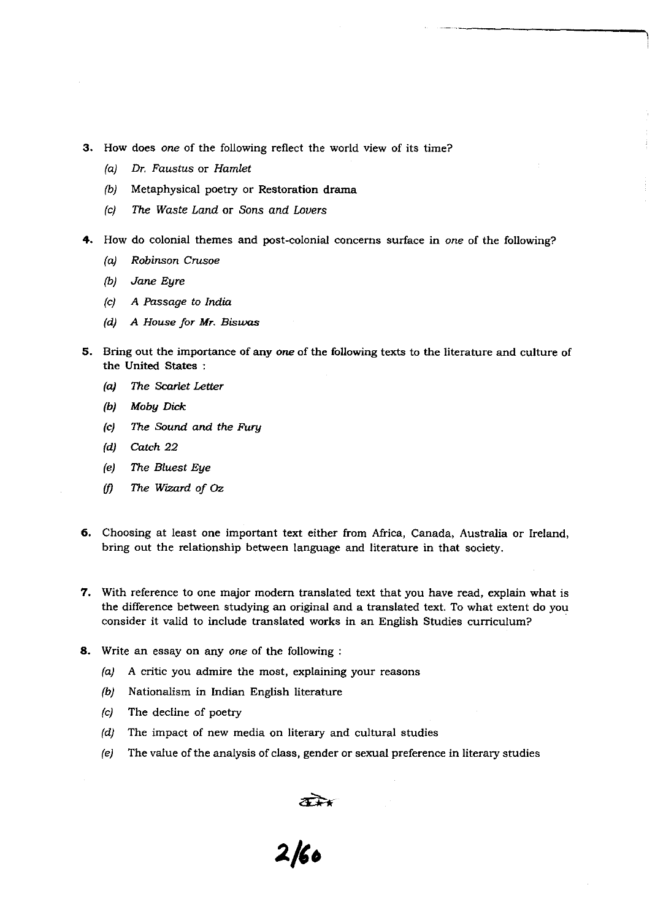3. How does *one* of the following reflect the world view of its time?

   *(a)* *Dr. Faustus* or *Hamlet*

   *(b)* Metaphysical poetry or Restoration drama

   *(c)* *The Waste Land* or *Sons and Lovers*

4. How do colonial themes and post-colonial concerns surface in *one* of the following?

   *(a)* *Robinson Crusoe*

   *(b)* *Jane Eyre*

   *(c)* *A Passage to India*

   *(d)* *A House for Mr. Biswas*

5. Bring out the importance of any *one* of the following texts to the literature and culture of the United States :

   *(a)* *The Scarlet Letter*

   *(b)* *Moby Dick*

   *(c)* *The Sound and the Fury*

   *(d)* *Catch 22*

   *(e)* *The Bluest Eye*

   *(f)* *The Wizard of Oz*

6. Choosing at least one important text either from Africa, Canada, Australia or Ireland, bring out the relationship between language and literature in that society.

7. With reference to one major modern translated text that you have read, explain what is the difference between studying an original and a translated text. To what extent do you consider it valid to include translated works in an English Studies curriculum?

8. Write an essay on any *one* of the following :

   *(a)* A critic you admire the most, explaining your reasons

   *(b)* Nationalism in Indian English literature

   *(c)* The decline of poetry

   *(d)* The impact of new media on literary and cultural studies

   *(e)* The value of the analysis of class, gender or sexual preference in literary studies

★★★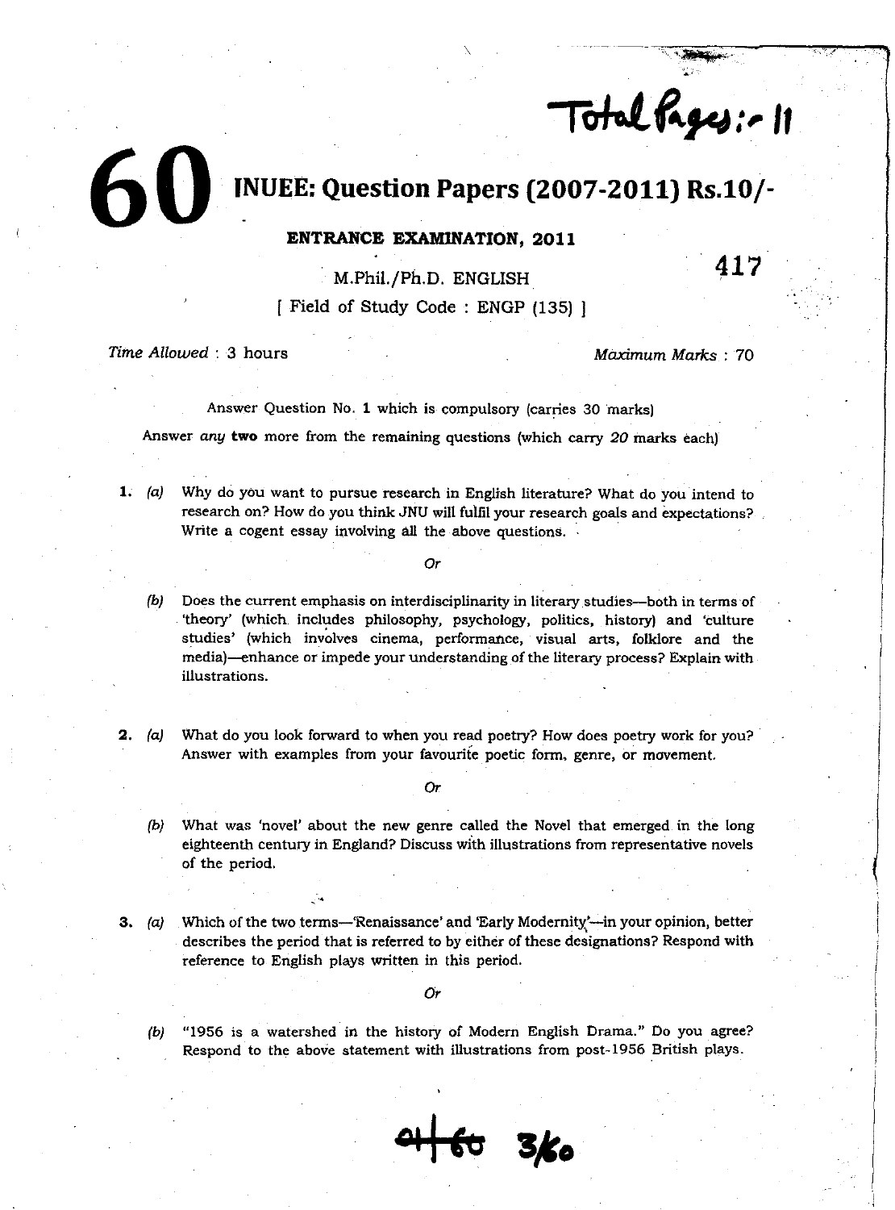Total Pages:- 11

**60** **INUEE: Question Papers (2007-2011) Rs.10/-**

**ENTRANCE EXAMINATION, 2011**

417

M.Phil./Ph.D. ENGLISH

[ Field of Study Code : ENGP (135) ]

*Time Allowed* : 3 hours    *Maximum Marks* : 70

Answer Question No. **1** which is compulsory (carries 30 marks)

Answer *any* **two** more from the remaining questions (which carry *20* marks each)

**1.** *(a)* Why do you want to pursue research in English literature? What do you intend to research on? How do you think JNU will fulfil your research goals and expectations? Write a cogent essay involving all the above questions.

*Or*

*(b)* Does the current emphasis on interdisciplinarity in literary studies—both in terms of 'theory' (which includes philosophy, psychology, politics, history) and 'culture studies' (which involves cinema, performance, visual arts, folklore and the media)—enhance or impede your understanding of the literary process? Explain with illustrations.

**2.** *(a)* What do you look forward to when you read poetry? How does poetry work for you? Answer with examples from your favourite poetic form, genre, or movement.

*Or*

*(b)* What was 'novel' about the new genre called the Novel that emerged in the long eighteenth century in England? Discuss with illustrations from representative novels of the period.

**3.** *(a)* Which of the two terms—'Renaissance' and 'Early Modernity'—in your opinion, better describes the period that is referred to by either of these designations? Respond with reference to English plays written in this period.

*Or*

*(b)* "1956 is a watershed in the history of Modern English Drama." Do you agree? Respond to the above statement with illustrations from post-1956 British plays.

~~41~~ ~~60~~ 3/60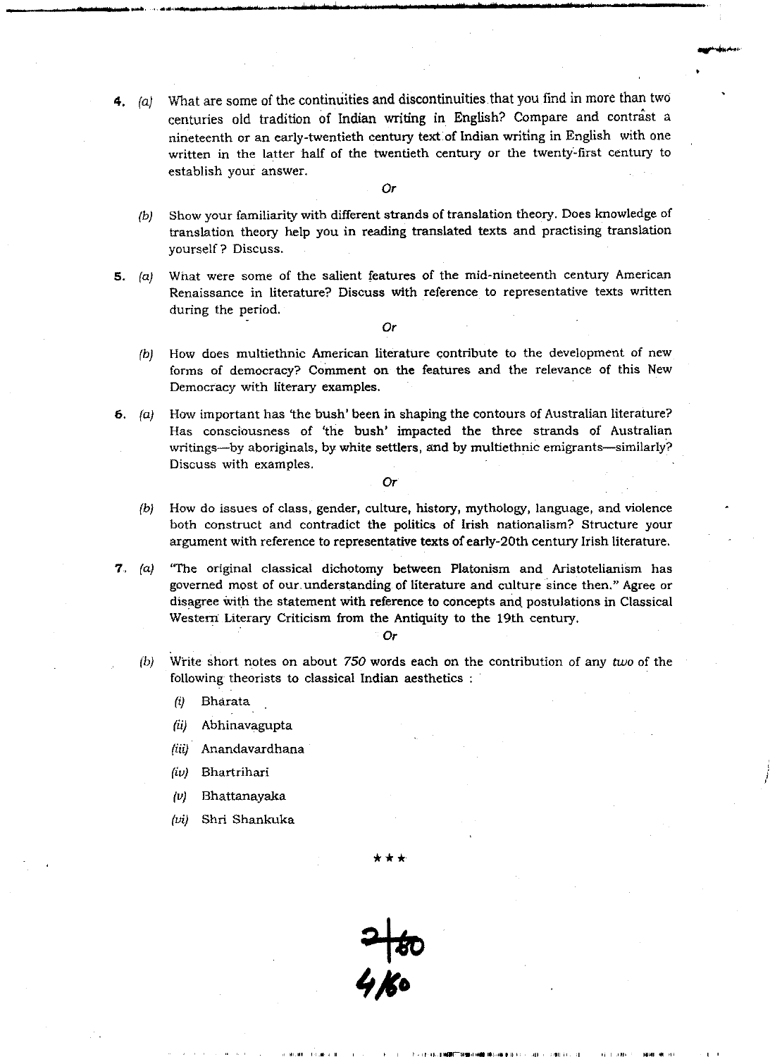4\. *(a)* What are some of the continuities and discontinuities that you find in more than two centuries old tradition of Indian writing in English? Compare and contrast a nineteenth or an early-twentieth century text of Indian writing in English with one written in the latter half of the twentieth century or the twenty-first century to establish your answer.

*Or*

*(b)* Show your familiarity with different strands of translation theory. Does knowledge of translation theory help you in reading translated texts and practising translation yourself? Discuss.

5\. *(a)* What were some of the salient features of the mid-nineteenth century American Renaissance in literature? Discuss with reference to representative texts written during the period.

*Or*

*(b)* How does multiethnic American literature contribute to the development of new forms of democracy? Comment on the features and the relevance of this New Democracy with literary examples.

6\. *(a)* How important has 'the bush' been in shaping the contours of Australian literature? Has consciousness of 'the bush' impacted the three strands of Australian writings—by aboriginals, by white settlers, and by multiethnic emigrants—similarly? Discuss with examples.

*Or*

*(b)* How do issues of class, gender, culture, history, mythology, language, and violence both construct and contradict the politics of Irish nationalism? Structure your argument with reference to representative texts of early-20th century Irish literature.

7\. *(a)* "The original classical dichotomy between Platonism and Aristotelianism has governed most of our understanding of literature and culture since then." Agree or disagree with the statement with reference to concepts and postulations in Classical Western Literary Criticism from the Antiquity to the 19th century.

*Or*

*(b)* Write short notes on about *750* words each on the contribution of any *two* of the following theorists to classical Indian aesthetics :

*(i)* Bharata

*(ii)* Abhinavagupta

*(iii)* Anandavardhana

*(iv)* Bhartrihari

*(v)* Bhattanayaka

*(vi)* Shri Shankuka

★★★

2|80

4/80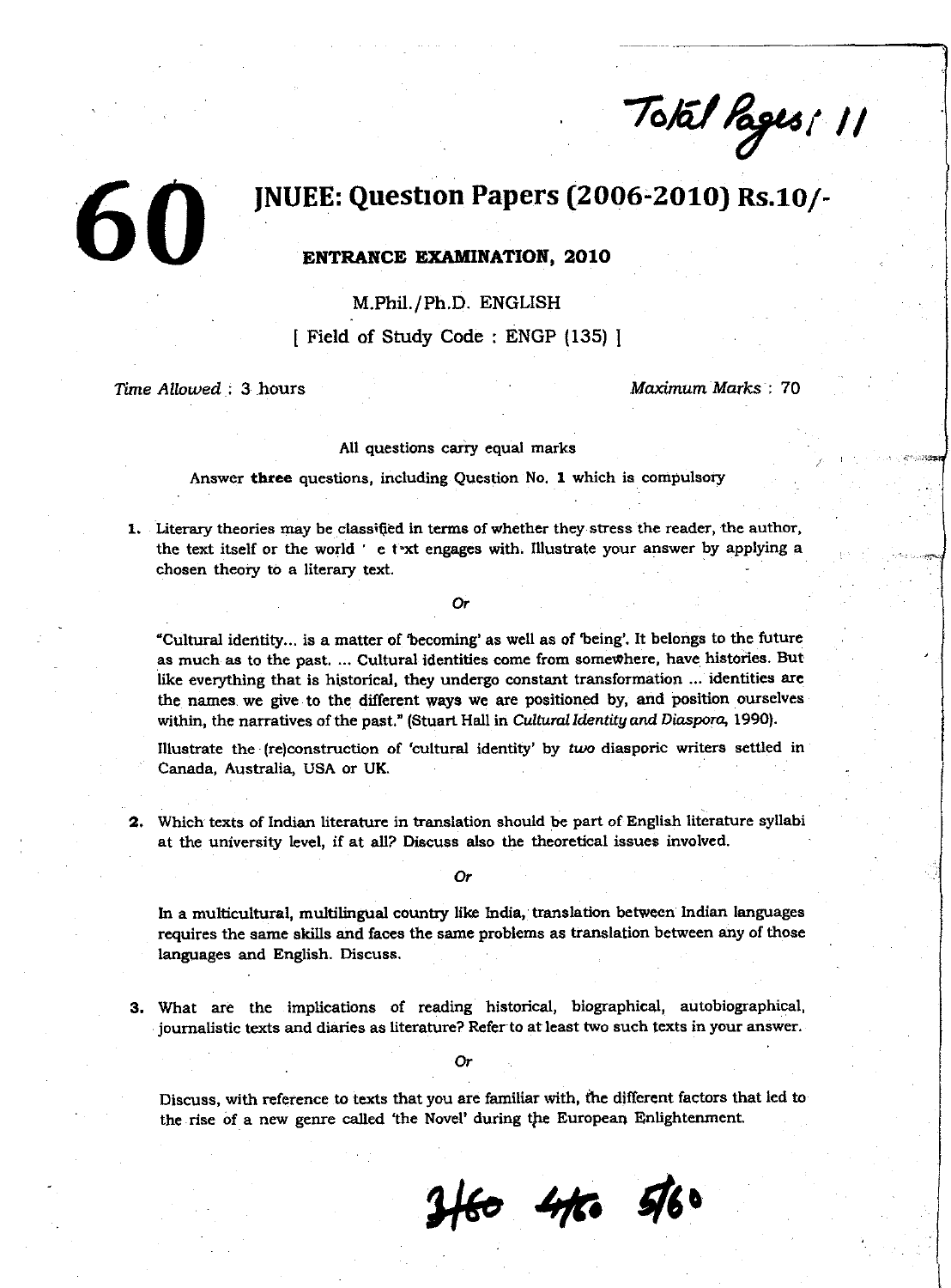Total Pages: 11

# 60 JNUEE: Question Papers (2006-2010) Rs.10/-

## ENTRANCE EXAMINATION, 2010

M.Phil./Ph.D. ENGLISH

[ Field of Study Code : ENGP (135) ]

*Time Allowed* : 3 hours *Maximum Marks* : 70

All questions carry equal marks

Answer **three** questions, including Question No. **1** which is compulsory

**1.** Literary theories may be classified in terms of whether they stress the reader, the author, the text itself or the world ' e t xt engages with. Illustrate your answer by applying a chosen theory to a literary text.

*Or*

"Cultural identity... is a matter of 'becoming' as well as of 'being'. It belongs to the future as much as to the past. ... Cultural identities come from somewhere, have histories. But like everything that is historical, they undergo constant transformation ... identities are the names we give to the different ways we are positioned by, and position ourselves within, the narratives of the past." (Stuart Hall in *Cultural Identity and Diaspora*, 1990).

Illustrate the (re)construction of 'cultural identity' by *two* diasporic writers settled in Canada, Australia, USA or UK.

**2.** Which texts of Indian literature in translation should be part of English literature syllabi at the university level, if at all? Discuss also the theoretical issues involved.

*Or*

In a multicultural, multilingual country like India, translation between Indian languages requires the same skills and faces the same problems as translation between any of those languages and English. Discuss.

**3.** What are the implications of reading historical, biographical, autobiographical, journalistic texts and diaries as literature? Refer to at least two such texts in your answer.

*Or*

Discuss, with reference to texts that you are familiar with, the different factors that led to the rise of a new genre called 'the Novel' during the European Enlightenment.

3/60 4/60 5/60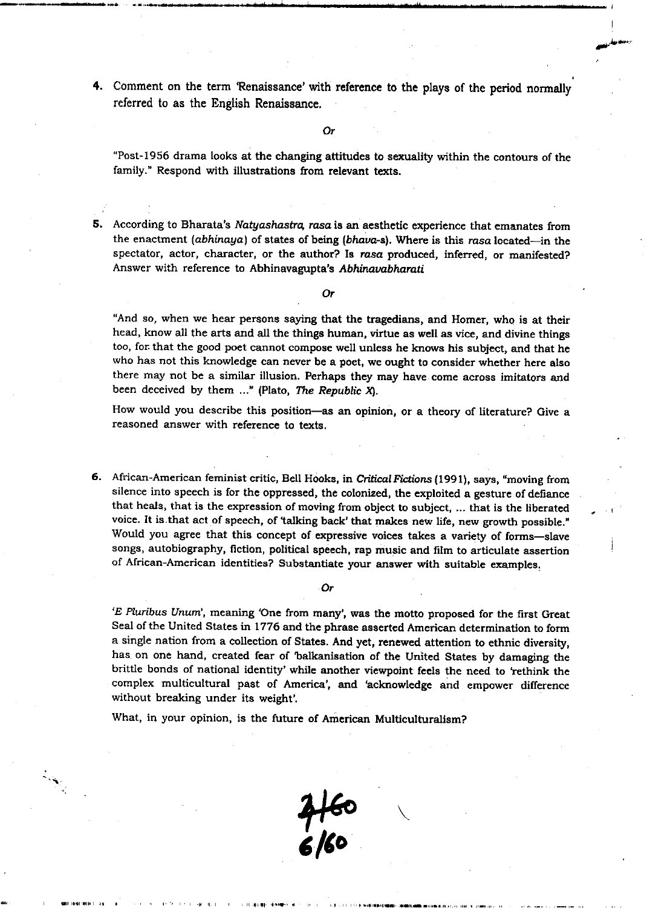4. Comment on the term 'Renaissance' with reference to the plays of the period normally referred to as the English Renaissance.

*Or*

"Post-1956 drama looks at the changing attitudes to sexuality within the contours of the family." Respond with illustrations from relevant texts.

5. According to Bharata's *Natyashastra*, *rasa* is an aesthetic experience that emanates from the enactment (*abhinaya*) of states of being (*bhava*-s). Where is this *rasa* located—in the spectator, actor, character, or the author? Is *rasa* produced, inferred, or manifested? Answer with reference to Abhinavagupta's *Abhinavabharati*

*Or*

"And so, when we hear persons saying that the tragedians, and Homer, who is at their head, know all the arts and all the things human, virtue as well as vice, and divine things too, for that the good poet cannot compose well unless he knows his subject, and that he who has not this knowledge can never be a poet, we ought to consider whether here also there may not be a similar illusion. Perhaps they may have come across imitators and been deceived by them ..." (Plato, *The Republic X*).

How would you describe this position—as an opinion, or a theory of literature? Give a reasoned answer with reference to texts.

6. African-American feminist critic, Bell Hooks, in *Critical Fictions* (1991), says, "moving from silence into speech is for the oppressed, the colonized, the exploited a gesture of defiance that heals, that is the expression of moving from object to subject, ... that is the liberated voice. It is that act of speech, of 'talking back' that makes new life, new growth possible." Would you agree that this concept of expressive voices takes a variety of forms—slave songs, autobiography, fiction, political speech, rap music and film to articulate assertion of African-American identities? Substantiate your answer with suitable examples.

*Or*

'*E Pluribus Unum*', meaning 'One from many', was the motto proposed for the first Great Seal of the United States in 1776 and the phrase asserted American determination to form a single nation from a collection of States. And yet, renewed attention to ethnic diversity, has on one hand, created fear of 'balkanisation of the United States by damaging the brittle bonds of national identity' while another viewpoint feels the need to 'rethink the complex multicultural past of America', and 'acknowledge and empower difference without breaking under its weight'.

What, in your opinion, is the future of American Multiculturalism?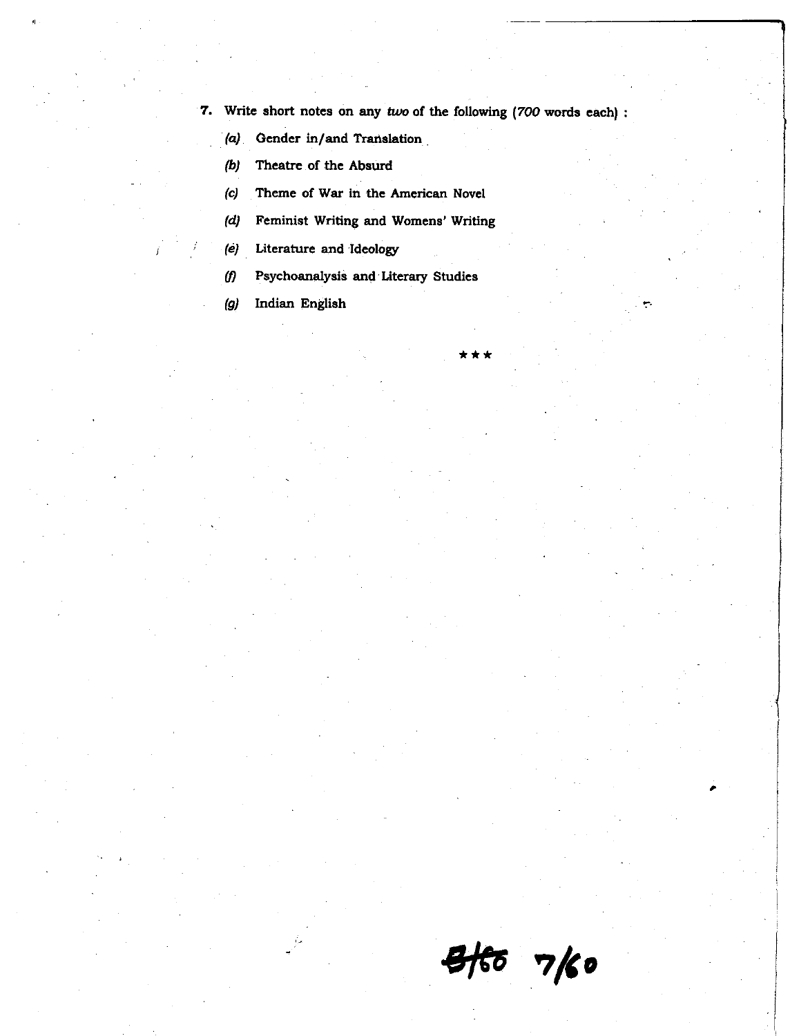7. Write short notes on any *two* of the following (*700* words each) :

   *(a)* Gender in/and Translation

   *(b)* Theatre of the Absurd

   *(c)* Theme of War in the American Novel

   *(d)* Feminist Writing and Womens' Writing

   *(e)* Literature and Ideology

   *(f)* Psychoanalysis and Literary Studies

   *(g)* Indian English

★★★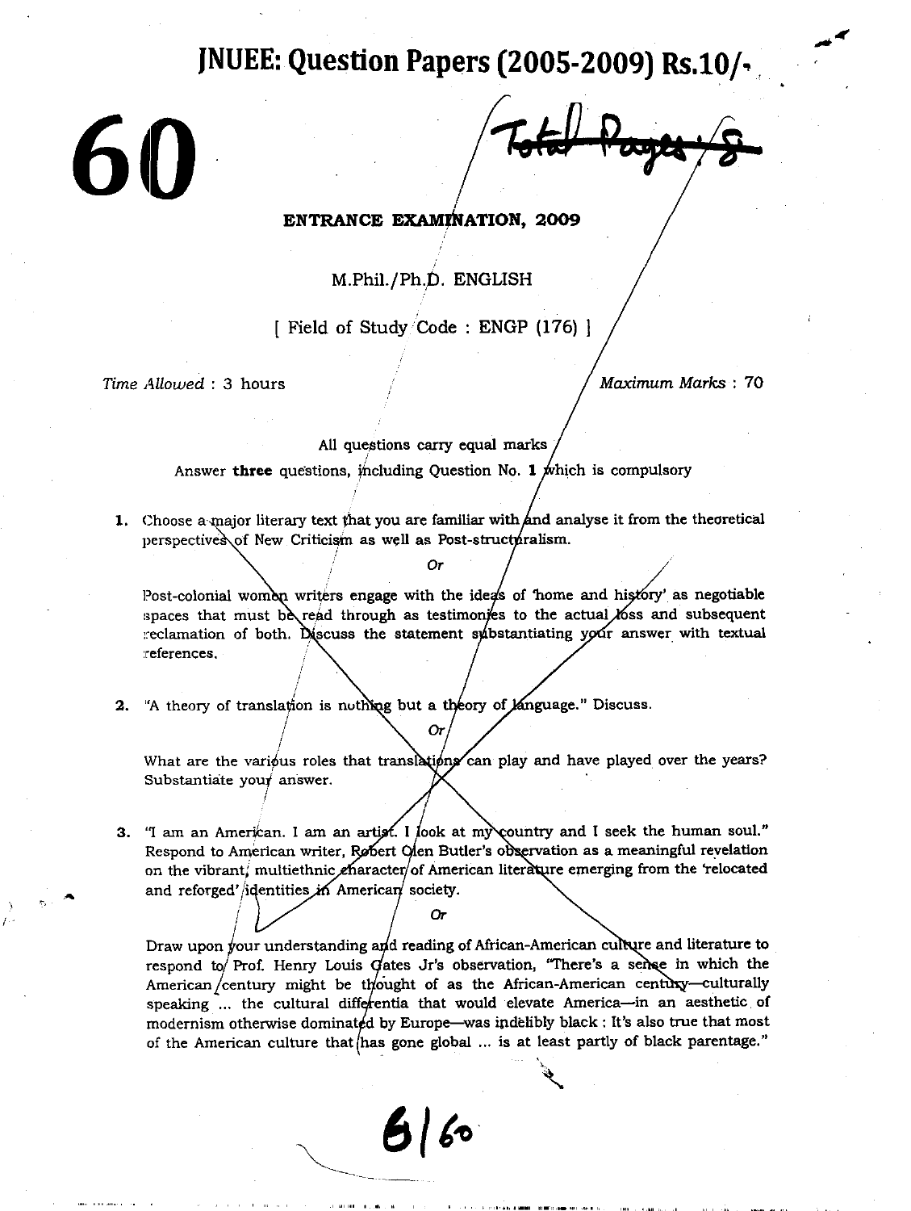# JNUEE: Question Papers (2005-2009) Rs.10/-

**60**

Total Pages : 8

**ENTRANCE EXAMINATION, 2009**

M.Phil./Ph.D. ENGLISH

[ Field of Study Code : ENGP (176) ]

*Time Allowed* : 3 hours *Maximum Marks* : 70

All questions carry equal marks

Answer **three** questions, including Question No. **1** which is compulsory

**1.** Choose a major literary text that you are familiar with and analyse it from the theoretical perspectives of New Criticism as well as Post-structuralism.

*Or*

Post-colonial women writers engage with the ideas of 'home and history' as negotiable spaces that must be read through as testimonies to the actual loss and subsequent reclamation of both. Discuss the statement substantiating your answer with textual references.

**2.** "A theory of translation is nothing but a theory of language." Discuss.

*Or*

What are the various roles that translations can play and have played over the years? Substantiate your answer.

**3.** "I am an American. I am an artist. I look at my country and I seek the human soul." Respond to American writer, Robert Olen Butler's observation as a meaningful revelation on the vibrant, multiethnic character of American literature emerging from the 'relocated and reforged' identities in American society.

*Or*

Draw upon your understanding and reading of African-American culture and literature to respond to Prof. Henry Louis Gates Jr's observation, "There's a sense in which the American century might be thought of as the African-American century—culturally speaking ... the cultural differentia that would elevate America—in an aesthetic of modernism otherwise dominated by Europe—was indelibly black : It's also true that most of the American culture that has gone global ... is at least partly of black parentage."

6/60